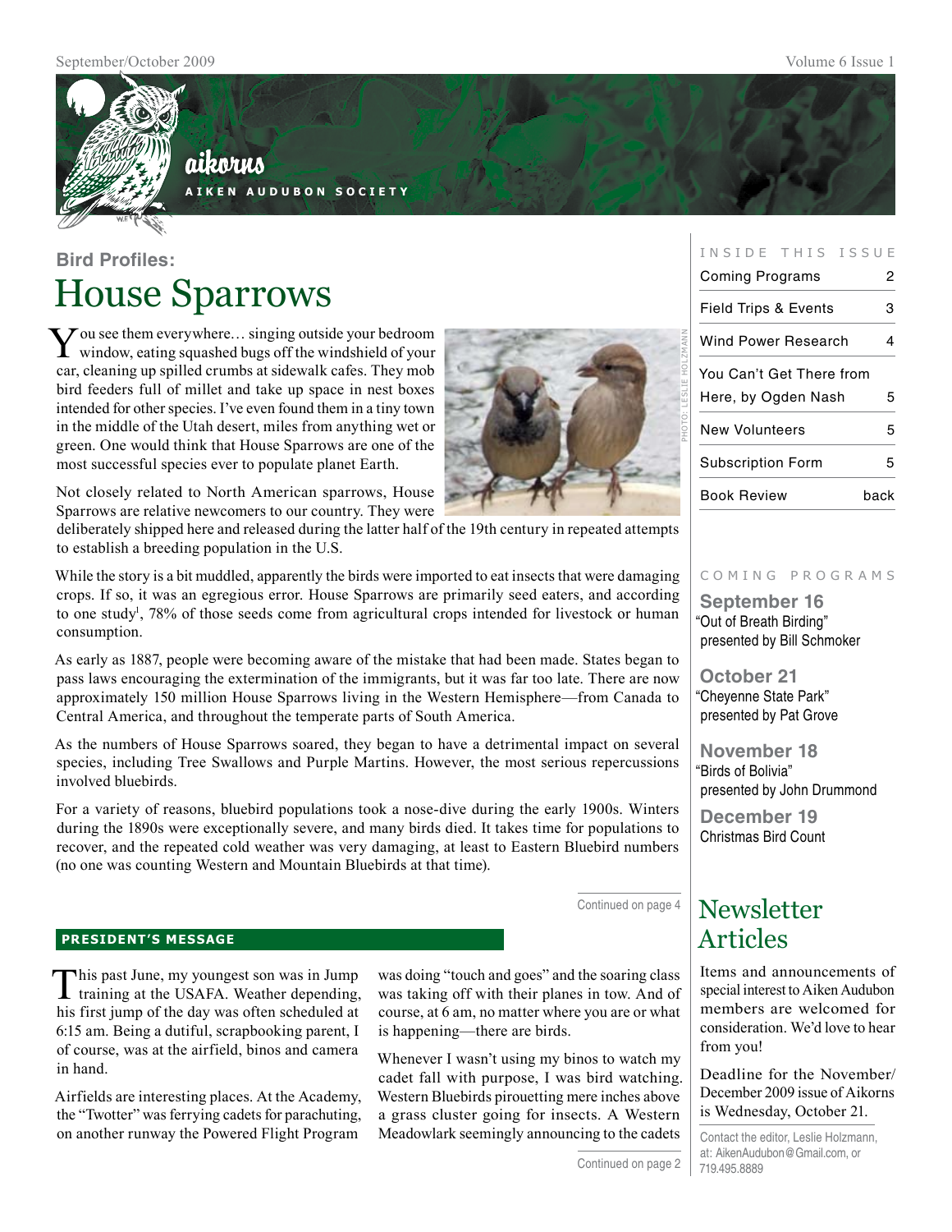# aikorns

AIKEN AUDUBON SOCIETY

## Bird Profiles:

# House Sparrows

You see them everywhere… singing outside your bedroom window, eating squashed bugs off the windshield of your car, cleaning up spilled crumbs at sidewalk cafes. They mob bird feeders full of millet and take up space in nest boxes intended for other species. I've even found them in a tiny town in the middle of the Utah desert, miles from anything wet or green. One would think that House Sparrows are one of the most successful species ever to populate planet Earth.

PHOTO: LESLIE HOLZMANN

Not closely related to North American sparrows, House Sparrows are relative newcomers to our country. They were deliberately shipped here and released during the latter half of the 19th century in repeated attempts to establish a breeding population in the U.S.

While the story is a bit muddled, apparently the birds were imported to eat insects that were damaging crops. If so, it was an egregious error. House Sparrows are primarily seed eaters, and according to one study[1], 78% of those seeds come from agricultural crops intended for livestock or human consumption.

As early as 1887, people were becoming aware of the mistake that had been made. States began to pass laws encouraging the extermination of the immigrants, but it was far too late. There are now approximately 150 million House Sparrows living in the Western Hemisphere—from Canada to Central America, and throughout the temperate parts of South America.

As the numbers of House Sparrows soared, they began to have a detrimental impact on several species, including Tree Swallows and Purple Martins. However, the most serious repercussions involved bluebirds.

For a variety of reasons, bluebird populations took a nose-dive during the early 1900s. Winters during the 1890s were exceptionally severe, and many birds died. It takes time for populations to recover, and the repeated cold weather was very damaging, at least to Eastern Bluebird numbers (no one was counting Western and Mountain Bluebirds at that time).

Continued on page 4

## PRESIDENT'S MESSAGE

This past June, my youngest son was in Jump training at the USAFA. Weather depending, his first jump of the day was often scheduled at 6:15 am. Being a dutiful, scrapbooking parent, I of course, was at the airfield, binos and camera in hand.

Airfields are interesting places. At the Academy, the "Twotter" was ferrying cadets for parachuting, on another runway the Powered Flight Program was doing "touch and goes" and the soaring class was taking off with their planes in tow. And of course, at 6 am, no matter where you are or what is happening—there are birds.

Whenever I wasn't using my binos to watch my cadet fall with purpose, I was bird watching. Western Bluebirds pirouetting mere inches above a grass cluster going for insects. A Western Meadowlark seemingly announcing to the cadets

Continued on page 2

---

INSIDE THIS ISSUE

| | |
|---|---|
| Coming Programs | 2 |
| Field Trips & Events | 3 |
| Wind Power Research | 4 |
| You Can't Get There from Here, by Ogden Nash | 5 |
| New Volunteers | 5 |
| Subscription Form | 5 |
| Book Review | back |

COMING PROGRAMS

**September 16**
"Out of Breath Birding"
presented by Bill Schmoker

**October 21**
"Cheyenne State Park"
presented by Pat Grove

**November 18**
"Birds of Bolivia"
presented by John Drummond

**December 19**
Christmas Bird Count

## Newsletter Articles

Items and announcements of special interest to Aiken Audubon members are welcomed for consideration. We'd love to hear from you!

Deadline for the November/December 2009 issue of Aikorns is Wednesday, October 21.

Contact the editor, Leslie Holzmann, at: AikenAudubon@Gmail.com, or 719.495.8889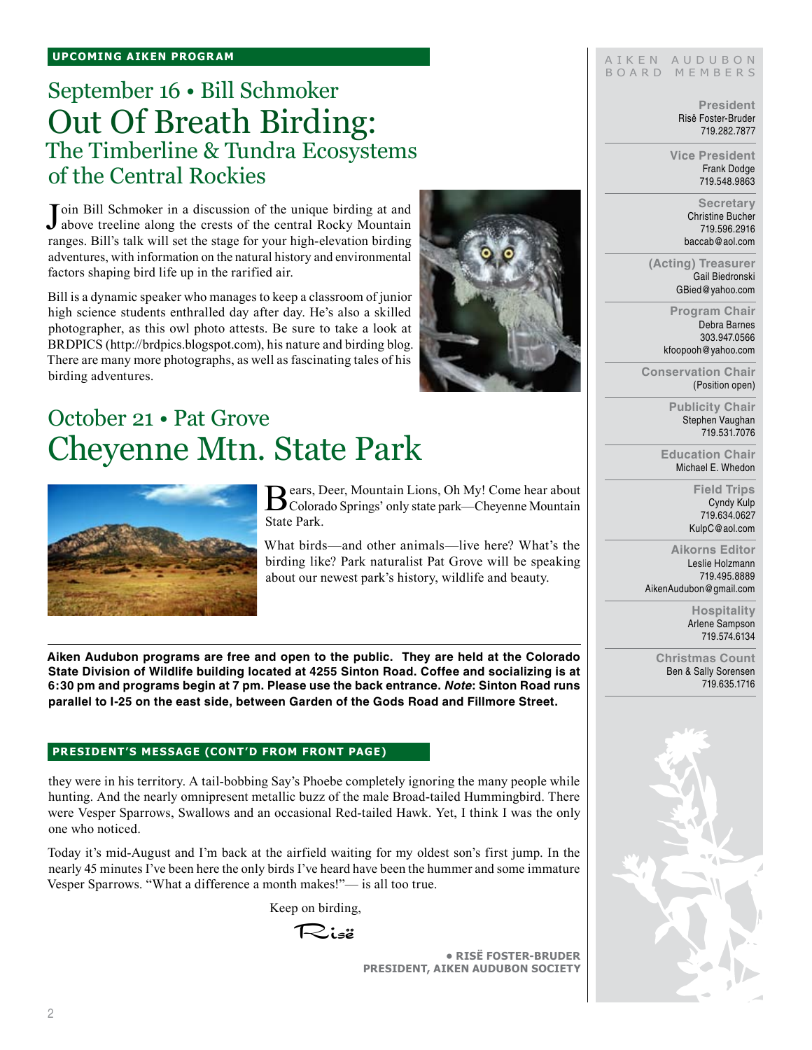**UPCOMING AIKEN PROGRAM**

## September 16 • Bill Schmoker

# Out Of Breath Birding:

## The Timberline & Tundra Ecosystems of the Central Rockies

Join Bill Schmoker in a discussion of the unique birding at and above treeline along the crests of the central Rocky Mountain ranges. Bill's talk will set the stage for your high-elevation birding adventures, with information on the natural history and environmental factors shaping bird life up in the rarified air.

Bill is a dynamic speaker who manages to keep a classroom of junior high science students enthralled day after day. He's also a skilled photographer, as this owl photo attests. Be sure to take a look at BRDPICS (http://brdpics.blogspot.com), his nature and birding blog. There are many more photographs, as well as fascinating tales of his birding adventures.

## October 21 • Pat Grove

# Cheyenne Mtn. State Park

Bears, Deer, Mountain Lions, Oh My! Come hear about Colorado Springs' only state park—Cheyenne Mountain State Park.

What birds—and other animals—live here? What's the birding like? Park naturalist Pat Grove will be speaking about our newest park's history, wildlife and beauty.

**Aiken Audubon programs are free and open to the public. They are held at the Colorado State Division of Wildlife building located at 4255 Sinton Road. Coffee and socializing is at 6:30 pm and programs begin at 7 pm. Please use the back entrance. *Note*: Sinton Road runs parallel to I-25 on the east side, between Garden of the Gods Road and Fillmore Street.**

**PRESIDENT'S MESSAGE (CONT'D FROM FRONT PAGE)**

they were in his territory. A tail-bobbing Say's Phoebe completely ignoring the many people while hunting. And the nearly omnipresent metallic buzz of the male Broad-tailed Hummingbird. There were Vesper Sparrows, Swallows and an occasional Red-tailed Hawk. Yet, I think I was the only one who noticed.

Today it's mid-August and I'm back at the airfield waiting for my oldest son's first jump. In the nearly 45 minutes I've been here the only birds I've heard have been the hummer and some immature Vesper Sparrows. "What a difference a month makes!"— is all too true.

Keep on birding,

Risë

**• RISË FOSTER-BRUDER**
**PRESIDENT, AIKEN AUDUBON SOCIETY**

---

AIKEN AUDUBON BOARD MEMBERS

**President**
Risë Foster-Bruder
719.282.7877

**Vice President**
Frank Dodge
719.548.9863

**Secretary**
Christine Bucher
719.596.2916
baccab@aol.com

**(Acting) Treasurer**
Gail Biedronski
GBied@yahoo.com

**Program Chair**
Debra Barnes
303.947.0566
kfoopooh@yahoo.com

**Conservation Chair**
(Position open)

**Publicity Chair**
Stephen Vaughan
719.531.7076

**Education Chair**
Michael E. Whedon

**Field Trips**
Cyndy Kulp
719.634.0627
KulpC@aol.com

**Aikorns Editor**
Leslie Holzmann
719.495.8889
AikenAudubon@gmail.com

**Hospitality**
Arlene Sampson
719.574.6134

**Christmas Count**
Ben & Sally Sorensen
719.635.1716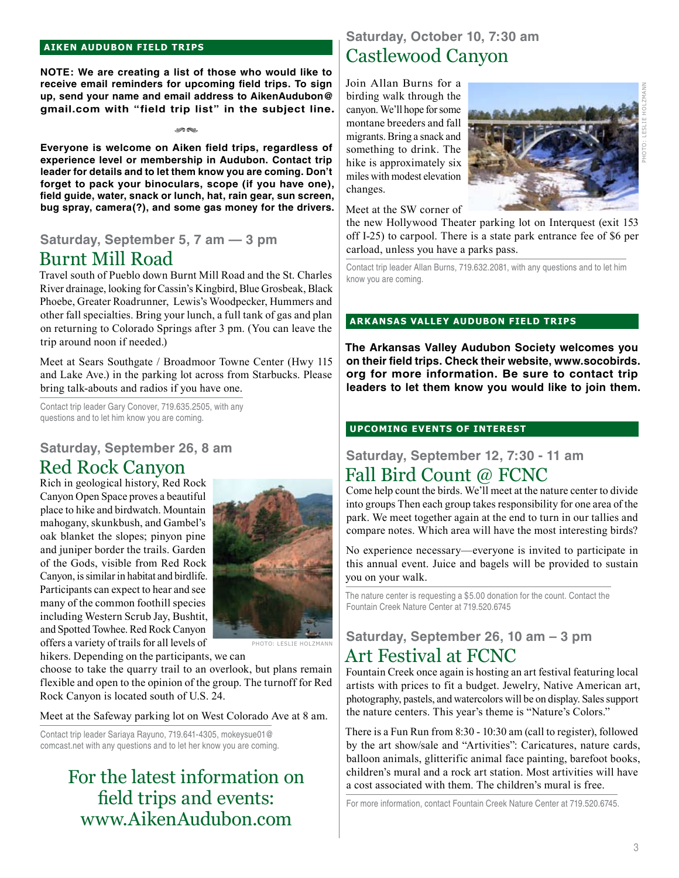## AIKEN AUDUBON FIELD TRIPS

**NOTE: We are creating a list of those who would like to receive email reminders for upcoming field trips. To sign up, send your name and email address to AikenAudubon@gmail.com with "field trip list" in the subject line.**

**Everyone is welcome on Aiken field trips, regardless of experience level or membership in Audubon. Contact trip leader for details and to let them know you are coming. Don't forget to pack your binoculars, scope (if you have one), field guide, water, snack or lunch, hat, rain gear, sun screen, bug spray, camera(?), and some gas money for the drivers.**

### Saturday, September 5, 7 am — 3 pm
## Burnt Mill Road

Travel south of Pueblo down Burnt Mill Road and the St. Charles River drainage, looking for Cassin's Kingbird, Blue Grosbeak, Black Phoebe, Greater Roadrunner, Lewis's Woodpecker, Hummers and other fall specialties. Bring your lunch, a full tank of gas and plan on returning to Colorado Springs after 3 pm. (You can leave the trip around noon if needed.)

Meet at Sears Southgate / Broadmoor Towne Center (Hwy 115 and Lake Ave.) in the parking lot across from Starbucks. Please bring talk-abouts and radios if you have one.

Contact trip leader Gary Conover, 719.635.2505, with any questions and to let him know you are coming.

### Saturday, September 26, 8 am
## Red Rock Canyon

Rich in geological history, Red Rock Canyon Open Space proves a beautiful place to hike and birdwatch. Mountain mahogany, skunkbush, and Gambel's oak blanket the slopes; pinyon pine and juniper border the trails. Garden of the Gods, visible from Red Rock Canyon, is similar in habitat and birdlife. Participants can expect to hear and see many of the common foothill species including Western Scrub Jay, Bushtit, and Spotted Towhee. Red Rock Canyon offers a variety of trails for all levels of hikers. Depending on the participants, we can choose to take the quarry trail to an overlook, but plans remain flexible and open to the opinion of the group. The turnoff for Red Rock Canyon is located south of U.S. 24.

PHOTO: LESLIE HOLZMANN

Meet at the Safeway parking lot on West Colorado Ave at 8 am.

Contact trip leader Sariaya Rayuno, 719.641-4305, mokeysue01@comcast.net with any questions and to let her know you are coming.

## For the latest information on field trips and events: www.AikenAudubon.com

### Saturday, October 10, 7:30 am
## Castlewood Canyon

Join Allan Burns for a birding walk through the canyon. We'll hope for some montane breeders and fall migrants. Bring a snack and something to drink. The hike is approximately six miles with modest elevation changes.

PHOTO: LESLIE HOLZMANN

Meet at the SW corner of the new Hollywood Theater parking lot on Interquest (exit 153 off I-25) to carpool. There is a state park entrance fee of $6 per carload, unless you have a parks pass.

Contact trip leader Allan Burns, 719.632.2081, with any questions and to let him know you are coming.

## ARKANSAS VALLEY AUDUBON FIELD TRIPS

**The Arkansas Valley Audubon Society welcomes you on their field trips. Check their website, www.socobirds.org for more information. Be sure to contact trip leaders to let them know you would like to join them.**

## UPCOMING EVENTS OF INTEREST

### Saturday, September 12, 7:30 - 11 am
## Fall Bird Count @ FCNC

Come help count the birds. We'll meet at the nature center to divide into groups Then each group takes responsibility for one area of the park. We meet together again at the end to turn in our tallies and compare notes. Which area will have the most interesting birds?

No experience necessary—everyone is invited to participate in this annual event. Juice and bagels will be provided to sustain you on your walk.

The nature center is requesting a $5.00 donation for the count. Contact the Fountain Creek Nature Center at 719.520.6745

### Saturday, September 26, 10 am – 3 pm
## Art Festival at FCNC

Fountain Creek once again is hosting an art festival featuring local artists with prices to fit a budget. Jewelry, Native American art, photography, pastels, and watercolors will be on display. Sales support the nature centers. This year's theme is "Nature's Colors."

There is a Fun Run from 8:30 - 10:30 am (call to register), followed by the art show/sale and "Artivities": Caricatures, nature cards, balloon animals, glitterific animal face painting, barefoot books, children's mural and a rock art station. Most artivities will have a cost associated with them. The children's mural is free.

For more information, contact Fountain Creek Nature Center at 719.520.6745.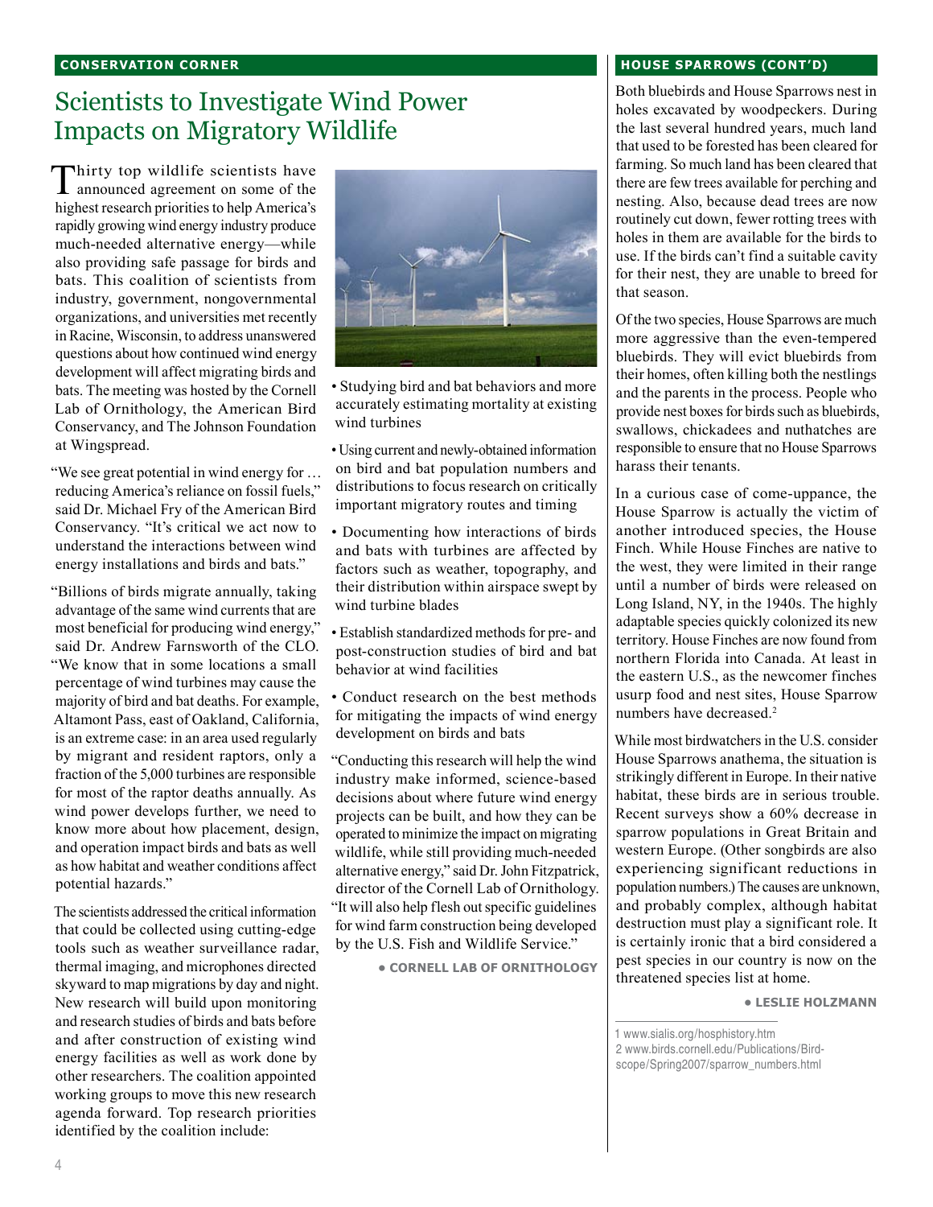**CONSERVATION CORNER**

# Scientists to Investigate Wind Power Impacts on Migratory Wildlife

Thirty top wildlife scientists have announced agreement on some of the highest research priorities to help America's rapidly growing wind energy industry produce much-needed alternative energy—while also providing safe passage for birds and bats. This coalition of scientists from industry, government, nongovernmental organizations, and universities met recently in Racine, Wisconsin, to address unanswered questions about how continued wind energy development will affect migrating birds and bats. The meeting was hosted by the Cornell Lab of Ornithology, the American Bird Conservancy, and The Johnson Foundation at Wingspread.

"We see great potential in wind energy for … reducing America's reliance on fossil fuels," said Dr. Michael Fry of the American Bird Conservancy. "It's critical we act now to understand the interactions between wind energy installations and birds and bats."

"Billions of birds migrate annually, taking advantage of the same wind currents that are most beneficial for producing wind energy," said Dr. Andrew Farnsworth of the CLO. "We know that in some locations a small percentage of wind turbines may cause the majority of bird and bat deaths. For example, Altamont Pass, east of Oakland, California, is an extreme case: in an area used regularly by migrant and resident raptors, only a fraction of the 5,000 turbines are responsible for most of the raptor deaths annually. As wind power develops further, we need to know more about how placement, design, and operation impact birds and bats as well as how habitat and weather conditions affect potential hazards."

The scientists addressed the critical information that could be collected using cutting-edge tools such as weather surveillance radar, thermal imaging, and microphones directed skyward to map migrations by day and night. New research will build upon monitoring and research studies of birds and bats before and after construction of existing wind energy facilities as well as work done by other researchers. The coalition appointed working groups to move this new research agenda forward. Top research priorities identified by the coalition include:

- Studying bird and bat behaviors and more accurately estimating mortality at existing wind turbines
- Using current and newly-obtained information on bird and bat population numbers and distributions to focus research on critically important migratory routes and timing
- Documenting how interactions of birds and bats with turbines are affected by factors such as weather, topography, and their distribution within airspace swept by wind turbine blades
- Establish standardized methods for pre- and post-construction studies of bird and bat behavior at wind facilities
- Conduct research on the best methods for mitigating the impacts of wind energy development on birds and bats

"Conducting this research will help the wind industry make informed, science-based decisions about where future wind energy projects can be built, and how they can be operated to minimize the impact on migrating wildlife, while still providing much-needed alternative energy," said Dr. John Fitzpatrick, director of the Cornell Lab of Ornithology. "It will also help flesh out specific guidelines for wind farm construction being developed by the U.S. Fish and Wildlife Service."

**• CORNELL LAB OF ORNITHOLOGY**

**HOUSE SPARROWS (CONT'D)**

Both bluebirds and House Sparrows nest in holes excavated by woodpeckers. During the last several hundred years, much land that used to be forested has been cleared for farming. So much land has been cleared that there are few trees available for perching and nesting. Also, because dead trees are now routinely cut down, fewer rotting trees with holes in them are available for the birds to use. If the birds can't find a suitable cavity for their nest, they are unable to breed for that season.

Of the two species, House Sparrows are much more aggressive than the even-tempered bluebirds. They will evict bluebirds from their homes, often killing both the nestlings and the parents in the process. People who provide nest boxes for birds such as bluebirds, swallows, chickadees and nuthatches are responsible to ensure that no House Sparrows harass their tenants.

In a curious case of come-uppance, the House Sparrow is actually the victim of another introduced species, the House Finch. While House Finches are native to the west, they were limited in their range until a number of birds were released on Long Island, NY, in the 1940s. The highly adaptable species quickly colonized its new territory. House Finches are now found from northern Florida into Canada. At least in the eastern U.S., as the newcomer finches usurp food and nest sites, House Sparrow numbers have decreased.[2]

While most birdwatchers in the U.S. consider House Sparrows anathema, the situation is strikingly different in Europe. In their native habitat, these birds are in serious trouble. Recent surveys show a 60% decrease in sparrow populations in Great Britain and western Europe. (Other songbirds are also experiencing significant reductions in population numbers.) The causes are unknown, and probably complex, although habitat destruction must play a significant role. It is certainly ironic that a bird considered a pest species in our country is now on the threatened species list at home.

**• LESLIE HOLZMANN**

1 www.sialis.org/hosphistory.htm
2 www.birds.cornell.edu/Publications/Birdscope/Spring2007/sparrow_numbers.html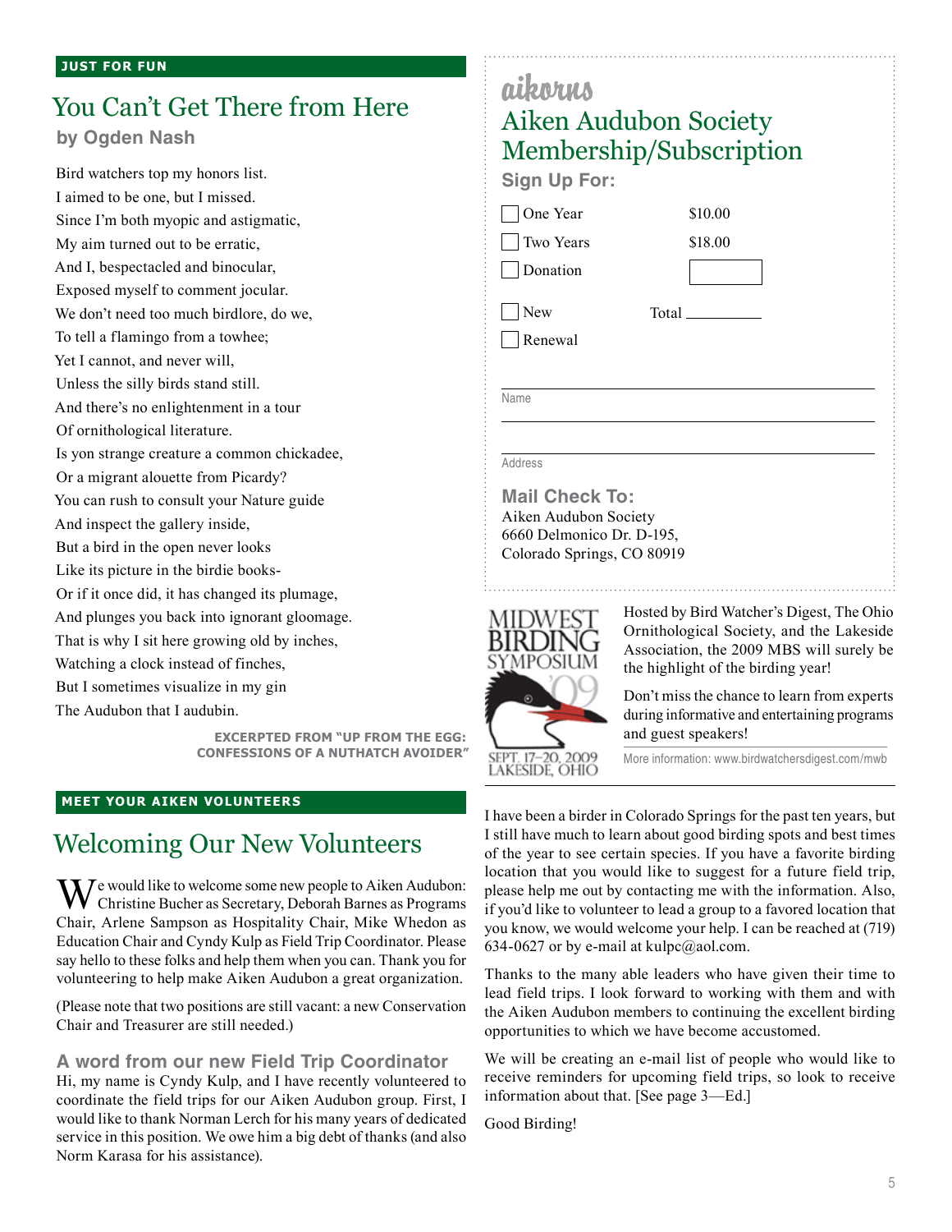**JUST FOR FUN**

## You Can't Get There from Here

**by Ogden Nash**

Bird watchers top my honors list.
I aimed to be one, but I missed.
Since I'm both myopic and astigmatic,
My aim turned out to be erratic,
And I, bespectacled and binocular,
Exposed myself to comment jocular.
We don't need too much birdlore, do we,
To tell a flamingo from a towhee;
Yet I cannot, and never will,
Unless the silly birds stand still.
And there's no enlightenment in a tour
Of ornithological literature.
Is yon strange creature a common chickadee,
Or a migrant alouette from Picardy?
You can rush to consult your Nature guide
And inspect the gallery inside,
But a bird in the open never looks
Like its picture in the birdie books-
Or if it once did, it has changed its plumage,
And plunges you back into ignorant gloomage.
That is why I sit here growing old by inches,
Watching a clock instead of finches,
But I sometimes visualize in my gin
The Audubon that I audubin.

EXCERPTED FROM "UP FROM THE EGG: CONFESSIONS OF A NUTHATCH AVOIDER"

**MEET YOUR AIKEN VOLUNTEERS**

## Welcoming Our New Volunteers

We would like to welcome some new people to Aiken Audubon: Christine Bucher as Secretary, Deborah Barnes as Programs Chair, Arlene Sampson as Hospitality Chair, Mike Whedon as Education Chair and Cyndy Kulp as Field Trip Coordinator. Please say hello to these folks and help them when you can. Thank you for volunteering to help make Aiken Audubon a great organization.

(Please note that two positions are still vacant: a new Conservation Chair and Treasurer are still needed.)

### A word from our new Field Trip Coordinator

Hi, my name is Cyndy Kulp, and I have recently volunteered to coordinate the field trips for our Aiken Audubon group. First, I would like to thank Norman Lerch for his many years of dedicated service in this position. We owe him a big debt of thanks (and also Norm Karasa for his assistance).

I have been a birder in Colorado Springs for the past ten years, but I still have much to learn about good birding spots and best times of the year to see certain species. If you have a favorite birding location that you would like to suggest for a future field trip, please help me out by contacting me with the information. Also, if you'd like to volunteer to lead a group to a favored location that you know, we would welcome your help. I can be reached at (719) 634-0627 or by e-mail at kulpc@aol.com.

Thanks to the many able leaders who have given their time to lead field trips. I look forward to working with them and with the Aiken Audubon members to continuing the excellent birding opportunities to which we have become accustomed.

We will be creating an e-mail list of people who would like to receive reminders for upcoming field trips, so look to receive information about that. [See page 3—Ed.]

Good Birding!

---

aikorns

## Aiken Audubon Society Membership/Subscription

### Sign Up For:

- ☐ One Year — $10.00
- ☐ Two Years — $18.00
- ☐ Donation — ______

- ☐ New — Total ______
- ☐ Renewal

Name ______________________

Address ______________________

### Mail Check To:

Aiken Audubon Society
6660 Delmonico Dr. D-195,
Colorado Springs, CO 80919

---

MIDWEST BIRDING SYMPOSIUM '09
SEPT. 17–20, 2009
LAKESIDE, OHIO

Hosted by Bird Watcher's Digest, The Ohio Ornithological Society, and the Lakeside Association, the 2009 MBS will surely be the highlight of the birding year!

Don't miss the chance to learn from experts during informative and entertaining programs and guest speakers!

More information: www.birdwatchersdigest.com/mwb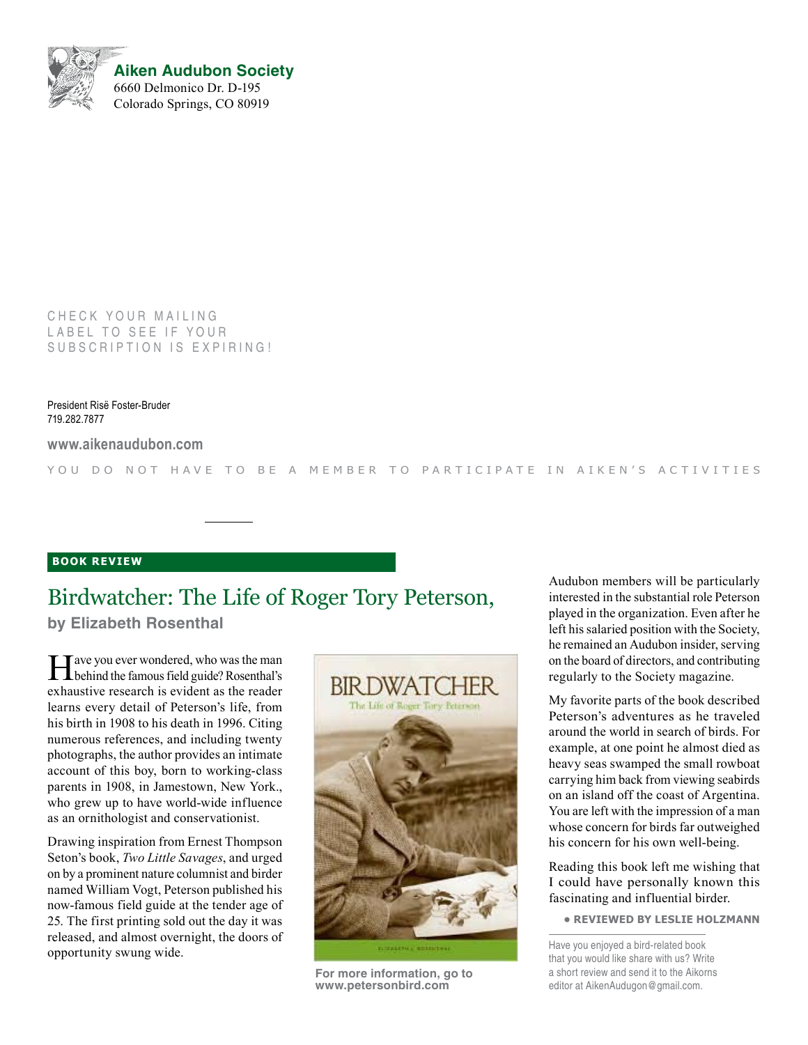**Aiken Audubon Society**
6660 Delmonico Dr. D-195
Colorado Springs, CO 80919

CHECK YOUR MAILING LABEL TO SEE IF YOUR SUBSCRIPTION IS EXPIRING!

President Risë Foster-Bruder
719.282.7877

**www.aikenaudubon.com**

YOU DO NOT HAVE TO BE A MEMBER TO PARTICIPATE IN AIKEN'S ACTIVITIES

**BOOK REVIEW**

## Birdwatcher: The Life of Roger Tory Peterson,

**by Elizabeth Rosenthal**

Have you ever wondered, who was the man behind the famous field guide? Rosenthal's exhaustive research is evident as the reader learns every detail of Peterson's life, from his birth in 1908 to his death in 1996. Citing numerous references, and including twenty photographs, the author provides an intimate account of this boy, born to working-class parents in 1908, in Jamestown, New York., who grew up to have world-wide influence as an ornithologist and conservationist.

Drawing inspiration from Ernest Thompson Seton's book, *Two Little Savages*, and urged on by a prominent nature columnist and birder named William Vogt, Peterson published his now-famous field guide at the tender age of 25. The first printing sold out the day it was released, and almost overnight, the doors of opportunity swung wide.

For more information, go to www.petersonbird.com

Audubon members will be particularly interested in the substantial role Peterson played in the organization. Even after he left his salaried position with the Society, he remained an Audubon insider, serving on the board of directors, and contributing regularly to the Society magazine.

My favorite parts of the book described Peterson's adventures as he traveled around the world in search of birds. For example, at one point he almost died as heavy seas swamped the small rowboat carrying him back from viewing seabirds on an island off the coast of Argentina. You are left with the impression of a man whose concern for birds far outweighed his concern for his own well-being.

Reading this book left me wishing that I could have personally known this fascinating and influential birder.

**• REVIEWED BY LESLIE HOLZMANN**

Have you enjoyed a bird-related book that you would like share with us? Write a short review and send it to the Aikorns editor at AikenAudugon@gmail.com.